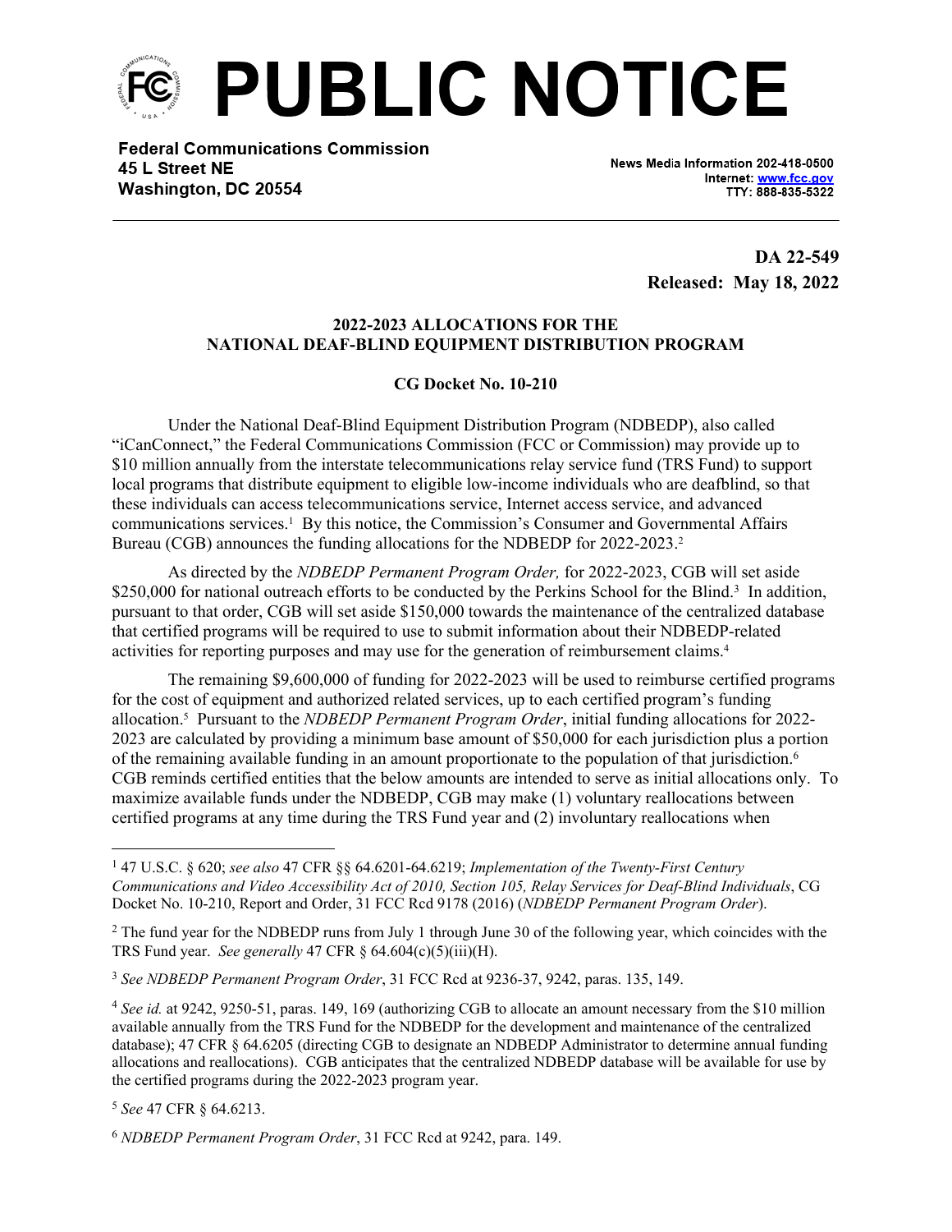# PUBLIC NOTICE

**Federal Communications Commission**
**45 L Street NE**
**Washington, DC 20554**

News Media Information 202-418-0500
Internet: www.fcc.gov
TTY: 888-835-5322

**DA 22-549**
**Released: May 18, 2022**

**2022-2023 ALLOCATIONS FOR THE NATIONAL DEAF-BLIND EQUIPMENT DISTRIBUTION PROGRAM**

**CG Docket No. 10-210**

Under the National Deaf-Blind Equipment Distribution Program (NDBEDP), also called "iCanConnect," the Federal Communications Commission (FCC or Commission) may provide up to $10 million annually from the interstate telecommunications relay service fund (TRS Fund) to support local programs that distribute equipment to eligible low-income individuals who are deafblind, so that these individuals can access telecommunications service, Internet access service, and advanced communications services.[1] By this notice, the Commission's Consumer and Governmental Affairs Bureau (CGB) announces the funding allocations for the NDBEDP for 2022-2023.[2]

As directed by the *NDBEDP Permanent Program Order,* for 2022-2023, CGB will set aside $250,000 for national outreach efforts to be conducted by the Perkins School for the Blind.[3] In addition, pursuant to that order, CGB will set aside $150,000 towards the maintenance of the centralized database that certified programs will be required to use to submit information about their NDBEDP-related activities for reporting purposes and may use for the generation of reimbursement claims.[4]

The remaining $9,600,000 of funding for 2022-2023 will be used to reimburse certified programs for the cost of equipment and authorized related services, up to each certified program's funding allocation.[5] Pursuant to the *NDBEDP Permanent Program Order*, initial funding allocations for 2022-2023 are calculated by providing a minimum base amount of $50,000 for each jurisdiction plus a portion of the remaining available funding in an amount proportionate to the population of that jurisdiction.[6] CGB reminds certified entities that the below amounts are intended to serve as initial allocations only. To maximize available funds under the NDBEDP, CGB may make (1) voluntary reallocations between certified programs at any time during the TRS Fund year and (2) involuntary reallocations when

---

[1] 47 U.S.C. § 620; *see also* 47 CFR §§ 64.6201-64.6219; *Implementation of the Twenty-First Century Communications and Video Accessibility Act of 2010, Section 105, Relay Services for Deaf-Blind Individuals*, CG Docket No. 10-210, Report and Order, 31 FCC Rcd 9178 (2016) (*NDBEDP Permanent Program Order*).

[2] The fund year for the NDBEDP runs from July 1 through June 30 of the following year, which coincides with the TRS Fund year. *See generally* 47 CFR § 64.604(c)(5)(iii)(H).

[3] *See NDBEDP Permanent Program Order*, 31 FCC Rcd at 9236-37, 9242, paras. 135, 149.

[4] *See id.* at 9242, 9250-51, paras. 149, 169 (authorizing CGB to allocate an amount necessary from the $10 million available annually from the TRS Fund for the NDBEDP for the development and maintenance of the centralized database); 47 CFR § 64.6205 (directing CGB to designate an NDBEDP Administrator to determine annual funding allocations and reallocations). CGB anticipates that the centralized NDBEDP database will be available for use by the certified programs during the 2022-2023 program year.

[5] *See* 47 CFR § 64.6213.

[6] *NDBEDP Permanent Program Order*, 31 FCC Rcd at 9242, para. 149.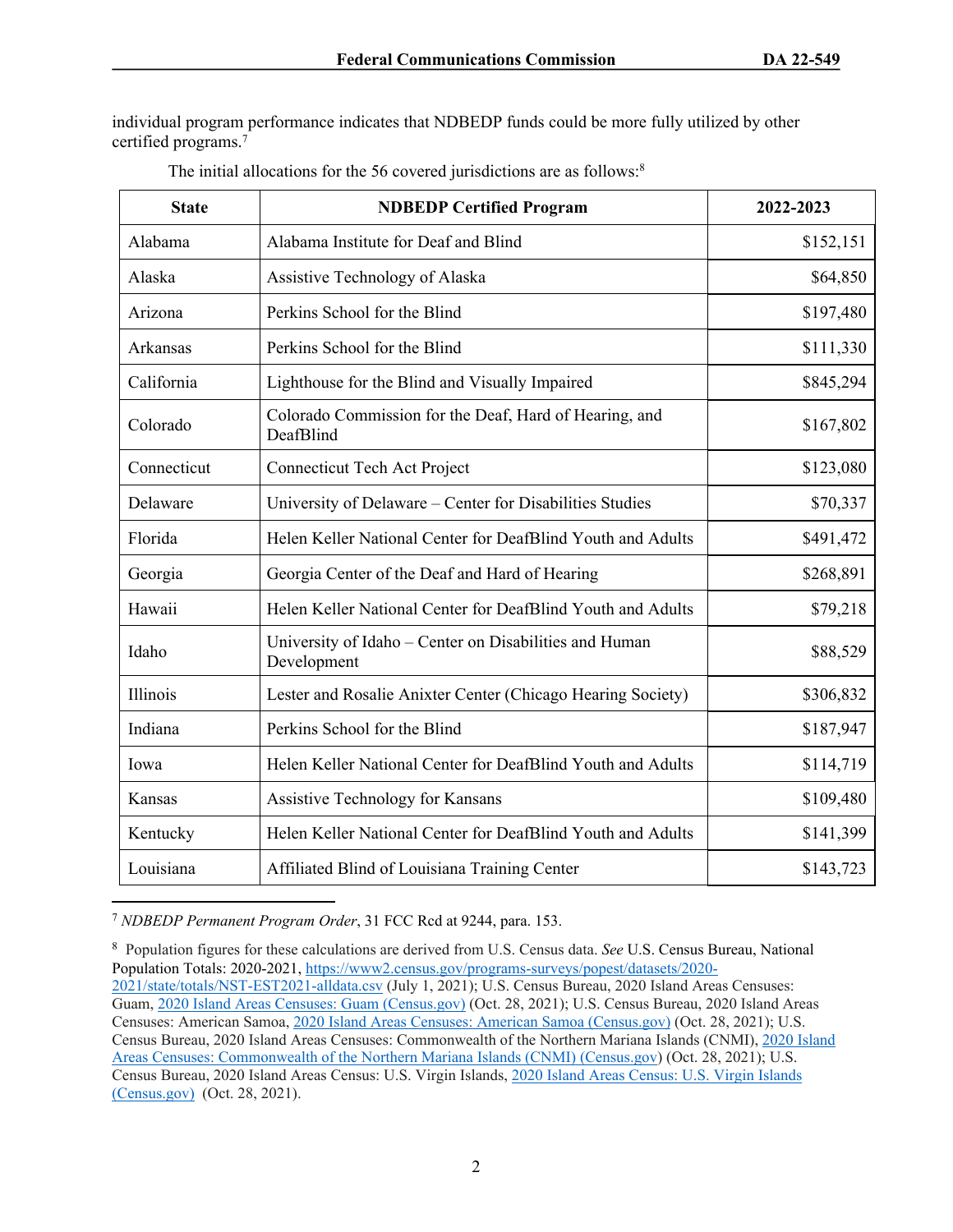individual program performance indicates that NDBEDP funds could be more fully utilized by other certified programs.[7]

The initial allocations for the 56 covered jurisdictions are as follows:[8]

| State | NDBEDP Certified Program | 2022-2023 |
|---|---|---:|
| Alabama | Alabama Institute for Deaf and Blind | $152,151 |
| Alaska | Assistive Technology of Alaska | $64,850 |
| Arizona | Perkins School for the Blind | $197,480 |
| Arkansas | Perkins School for the Blind | $111,330 |
| California | Lighthouse for the Blind and Visually Impaired | $845,294 |
| Colorado | Colorado Commission for the Deaf, Hard of Hearing, and DeafBlind | $167,802 |
| Connecticut | Connecticut Tech Act Project | $123,080 |
| Delaware | University of Delaware – Center for Disabilities Studies | $70,337 |
| Florida | Helen Keller National Center for DeafBlind Youth and Adults | $491,472 |
| Georgia | Georgia Center of the Deaf and Hard of Hearing | $268,891 |
| Hawaii | Helen Keller National Center for DeafBlind Youth and Adults | $79,218 |
| Idaho | University of Idaho – Center on Disabilities and Human Development | $88,529 |
| Illinois | Lester and Rosalie Anixter Center (Chicago Hearing Society) | $306,832 |
| Indiana | Perkins School for the Blind | $187,947 |
| Iowa | Helen Keller National Center for DeafBlind Youth and Adults | $114,719 |
| Kansas | Assistive Technology for Kansans | $109,480 |
| Kentucky | Helen Keller National Center for DeafBlind Youth and Adults | $141,399 |
| Louisiana | Affiliated Blind of Louisiana Training Center | $143,723 |

---

[7] *NDBEDP Permanent Program Order*, 31 FCC Rcd at 9244, para. 153.

[8] Population figures for these calculations are derived from U.S. Census data. *See* U.S. Census Bureau, National Population Totals: 2020-2021, https://www2.census.gov/programs-surveys/popest/datasets/2020-2021/state/totals/NST-EST2021-alldata.csv (July 1, 2021); U.S. Census Bureau, 2020 Island Areas Censuses: Guam, 2020 Island Areas Censuses: Guam (Census.gov) (Oct. 28, 2021); U.S. Census Bureau, 2020 Island Areas Censuses: American Samoa, 2020 Island Areas Censuses: American Samoa (Census.gov) (Oct. 28, 2021); U.S. Census Bureau, 2020 Island Areas Censuses: Commonwealth of the Northern Mariana Islands (CNMI), 2020 Island Areas Censuses: Commonwealth of the Northern Mariana Islands (CNMI) (Census.gov) (Oct. 28, 2021); U.S. Census Bureau, 2020 Island Areas Census: U.S. Virgin Islands, 2020 Island Areas Census: U.S. Virgin Islands (Census.gov) (Oct. 28, 2021).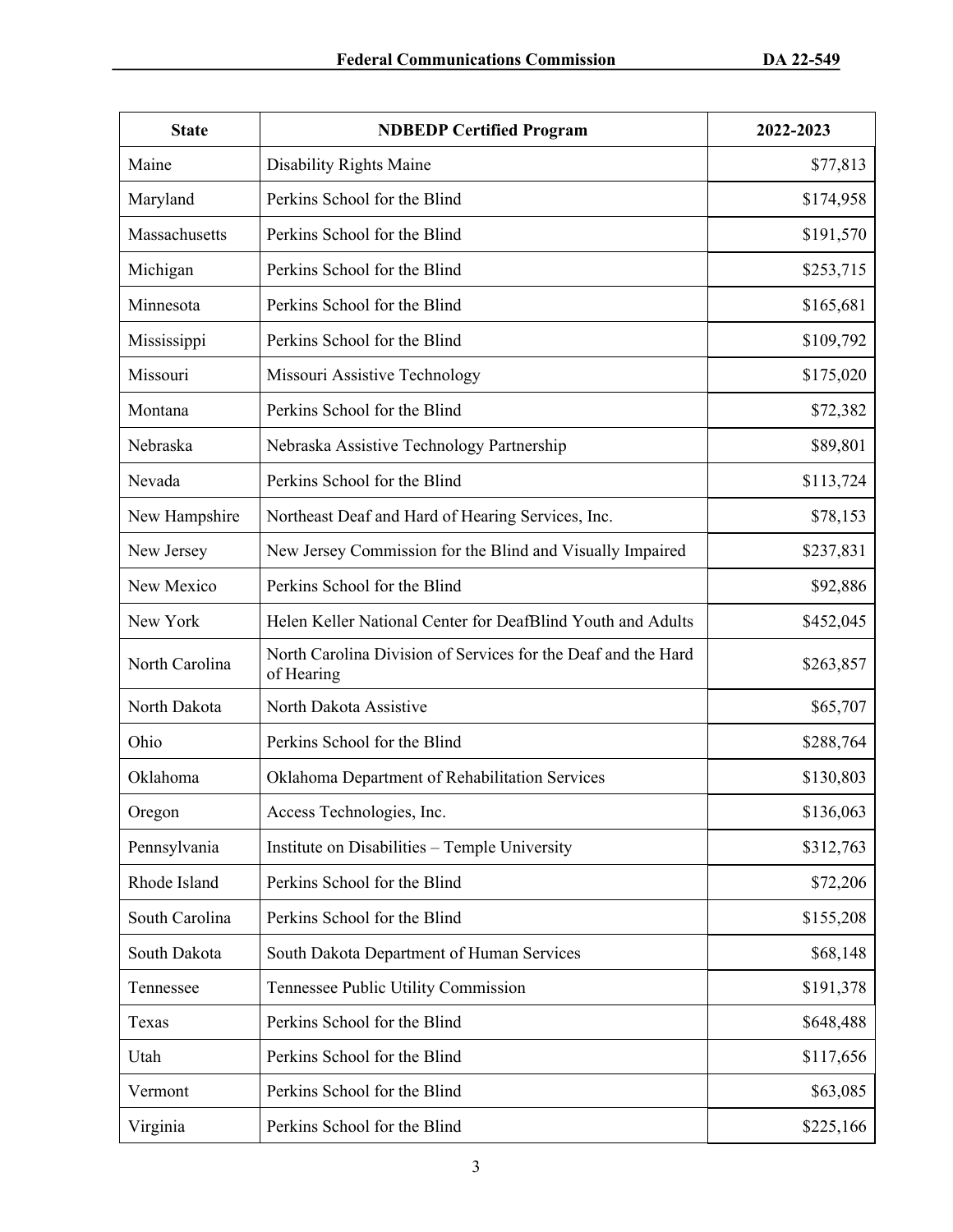| State | NDBEDP Certified Program | 2022-2023 |
|---|---|---|
| Maine | Disability Rights Maine | $77,813 |
| Maryland | Perkins School for the Blind | $174,958 |
| Massachusetts | Perkins School for the Blind | $191,570 |
| Michigan | Perkins School for the Blind | $253,715 |
| Minnesota | Perkins School for the Blind | $165,681 |
| Mississippi | Perkins School for the Blind | $109,792 |
| Missouri | Missouri Assistive Technology | $175,020 |
| Montana | Perkins School for the Blind | $72,382 |
| Nebraska | Nebraska Assistive Technology Partnership | $89,801 |
| Nevada | Perkins School for the Blind | $113,724 |
| New Hampshire | Northeast Deaf and Hard of Hearing Services, Inc. | $78,153 |
| New Jersey | New Jersey Commission for the Blind and Visually Impaired | $237,831 |
| New Mexico | Perkins School for the Blind | $92,886 |
| New York | Helen Keller National Center for DeafBlind Youth and Adults | $452,045 |
| North Carolina | North Carolina Division of Services for the Deaf and the Hard of Hearing | $263,857 |
| North Dakota | North Dakota Assistive | $65,707 |
| Ohio | Perkins School for the Blind | $288,764 |
| Oklahoma | Oklahoma Department of Rehabilitation Services | $130,803 |
| Oregon | Access Technologies, Inc. | $136,063 |
| Pennsylvania | Institute on Disabilities – Temple University | $312,763 |
| Rhode Island | Perkins School for the Blind | $72,206 |
| South Carolina | Perkins School for the Blind | $155,208 |
| South Dakota | South Dakota Department of Human Services | $68,148 |
| Tennessee | Tennessee Public Utility Commission | $191,378 |
| Texas | Perkins School for the Blind | $648,488 |
| Utah | Perkins School for the Blind | $117,656 |
| Vermont | Perkins School for the Blind | $63,085 |
| Virginia | Perkins School for the Blind | $225,166 |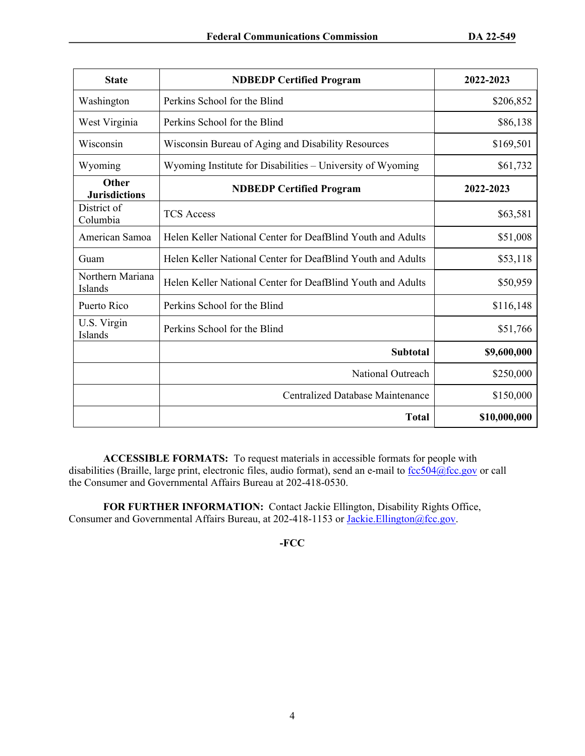| State | NDBEDP Certified Program | 2022-2023 |
|---|---|---|
| Washington | Perkins School for the Blind | $206,852 |
| West Virginia | Perkins School for the Blind | $86,138 |
| Wisconsin | Wisconsin Bureau of Aging and Disability Resources | $169,501 |
| Wyoming | Wyoming Institute for Disabilities – University of Wyoming | $61,732 |
| **Other Jurisdictions** | **NDBEDP Certified Program** | **2022-2023** |
| District of Columbia | TCS Access | $63,581 |
| American Samoa | Helen Keller National Center for DeafBlind Youth and Adults | $51,008 |
| Guam | Helen Keller National Center for DeafBlind Youth and Adults | $53,118 |
| Northern Mariana Islands | Helen Keller National Center for DeafBlind Youth and Adults | $50,959 |
| Puerto Rico | Perkins School for the Blind | $116,148 |
| U.S. Virgin Islands | Perkins School for the Blind | $51,766 |
| | **Subtotal** | **$9,600,000** |
| | National Outreach | $250,000 |
| | Centralized Database Maintenance | $150,000 |
| | **Total** | **$10,000,000** |

**ACCESSIBLE FORMATS:** To request materials in accessible formats for people with disabilities (Braille, large print, electronic files, audio format), send an e-mail to fcc504@fcc.gov or call the Consumer and Governmental Affairs Bureau at 202-418-0530.

**FOR FURTHER INFORMATION:** Contact Jackie Ellington, Disability Rights Office, Consumer and Governmental Affairs Bureau, at 202-418-1153 or Jackie.Ellington@fcc.gov.

**-FCC**